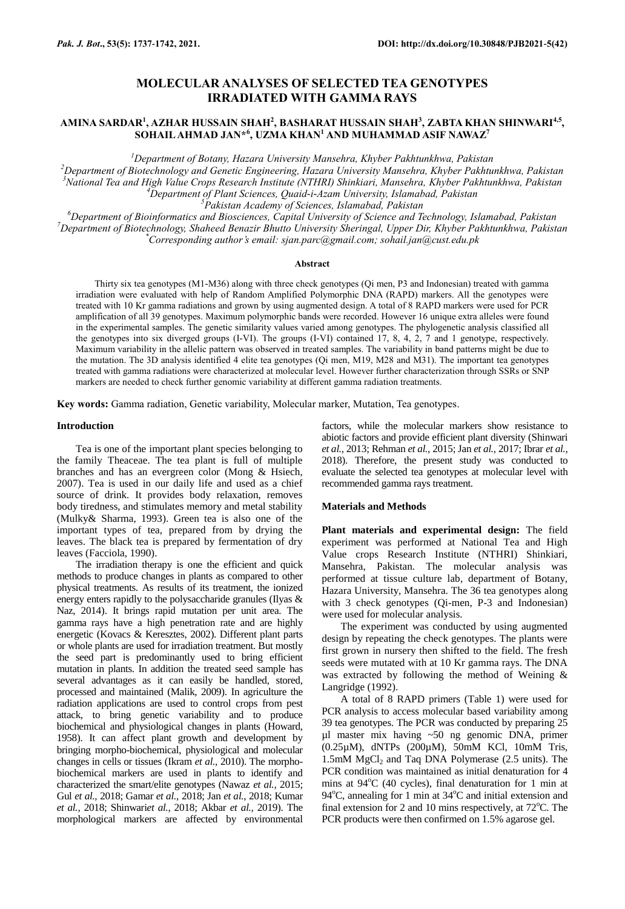# MOLECULAR ANALYSES OF SELECTED TEA GENOTYPES IRRADIATED WITH GAMMA RAYS

**AMINA SARDAR[1], AZHAR HUSSAIN SHAH[2], BASHARAT HUSSAIN SHAH[3], ZABTA KHAN SHINWARI[4,5], SOHAIL AHMAD JAN*[6], UZMA KHAN[1] AND MUHAMMAD ASIF NAWAZ[7]**

*[1]Department of Botany, Hazara University Mansehra, Khyber Pakhtunkhwa, Pakistan*
*[2]Department of Biotechnology and Genetic Engineering, Hazara University Mansehra, Khyber Pakhtunkhwa, Pakistan*
*[3]National Tea and High Value Crops Research Institute (NTHRI) Shinkiari, Mansehra, Khyber Pakhtunkhwa, Pakistan*
*[4]Department of Plant Sciences, Quaid-i-Azam University, Islamabad, Pakistan*
*[5]Pakistan Academy of Sciences, Islamabad, Pakistan*
*[6]Department of Bioinformatics and Biosciences, Capital University of Science and Technology, Islamabad, Pakistan*
*[7]Department of Biotechnology, Shaheed Benazir Bhutto University Sheringal, Upper Dir, Khyber Pakhtunkhwa, Pakistan*
*\*Corresponding author's email: sjan.parc@gmail.com; sohail.jan@cust.edu.pk*

## Abstract

Thirty six tea genotypes (M1-M36) along with three check genotypes (Qi men, P3 and Indonesian) treated with gamma irradiation were evaluated with help of Random Amplified Polymorphic DNA (RAPD) markers. All the genotypes were treated with 10 Kr gamma radiations and grown by using augmented design. A total of 8 RAPD markers were used for PCR amplification of all 39 genotypes. Maximum polymorphic bands were recorded. However 16 unique extra alleles were found in the experimental samples. The genetic similarity values varied among genotypes. The phylogenetic analysis classified all the genotypes into six diverged groups (I-VI). The groups (I-VI) contained 17, 8, 4, 2, 7 and 1 genotype, respectively. Maximum variability in the allelic pattern was observed in treated samples. The variability in band patterns might be due to the mutation. The 3D analysis identified 4 elite tea genotypes (Qi men, M19, M28 and M31). The important tea genotypes treated with gamma radiations were characterized at molecular level. However further characterization through SSRs or SNP markers are needed to check further genomic variability at different gamma radiation treatments.

**Key words:** Gamma radiation, Genetic variability, Molecular marker, Mutation, Tea genotypes.

## Introduction

Tea is one of the important plant species belonging to the family Theaceae. The tea plant is full of multiple branches and has an evergreen color (Mong & Hsiech, 2007). Tea is used in our daily life and used as a chief source of drink. It provides body relaxation, removes body tiredness, and stimulates memory and metal stability (Mulky& Sharma, 1993). Green tea is also one of the important types of tea, prepared from by drying the leaves. The black tea is prepared by fermentation of dry leaves (Facciola, 1990).

The irradiation therapy is one the efficient and quick methods to produce changes in plants as compared to other physical treatments. As results of its treatment, the ionized energy enters rapidly to the polysaccharide granules (Ilyas & Naz, 2014). It brings rapid mutation per unit area. The gamma rays have a high penetration rate and are highly energetic (Kovacs & Keresztes, 2002). Different plant parts or whole plants are used for irradiation treatment. But mostly the seed part is predominantly used to bring efficient mutation in plants. In addition the treated seed sample has several advantages as it can easily be handled, stored, processed and maintained (Malik, 2009). In agriculture the radiation applications are used to control crops from pest attack, to bring genetic variability and to produce biochemical and physiological changes in plants (Howard, 1958). It can affect plant growth and development by bringing morpho-biochemical, physiological and molecular changes in cells or tissues (Ikram *et al.,* 2010). The morpho-biochemical markers are used in plants to identify and characterized the smart/elite genotypes (Nawaz *et al.,* 2015; Gul *et al.,* 2018; Gamar *et al.,* 2018; Jan *et al.,* 2018; Kumar *et al.,* 2018; Shinwari*et al.,* 2018; Akbar *et al.,* 2019). The morphological markers are affected by environmental factors, while the molecular markers show resistance to abiotic factors and provide efficient plant diversity (Shinwari *et al.,* 2013; Rehman *et al.,* 2015; Jan *et al.,* 2017; Ibrar *et al.,* 2018). Therefore, the present study was conducted to evaluate the selected tea genotypes at molecular level with recommended gamma rays treatment.

## Materials and Methods

**Plant materials and experimental design:** The field experiment was performed at National Tea and High Value crops Research Institute (NTHRI) Shinkiari, Mansehra, Pakistan. The molecular analysis was performed at tissue culture lab, department of Botany, Hazara University, Mansehra. The 36 tea genotypes along with 3 check genotypes (Qi-men, P-3 and Indonesian) were used for molecular analysis.

The experiment was conducted by using augmented design by repeating the check genotypes. The plants were first grown in nursery then shifted to the field. The fresh seeds were mutated with at 10 Kr gamma rays. The DNA was extracted by following the method of Weining & Langridge (1992).

A total of 8 RAPD primers (Table 1) were used for PCR analysis to access molecular based variability among 39 tea genotypes. The PCR was conducted by preparing 25 µl master mix having ~50 ng genomic DNA, primer (0.25µM), dNTPs (200µM), 50mM KCl, 10mM Tris, 1.5mM $MgCl_2$ and Taq DNA Polymerase (2.5 units). The PCR condition was maintained as initial denaturation for 4 mins at 94°C (40 cycles), final denaturation for 1 min at 94°C, annealing for 1 min at 34°C and initial extension and final extension for 2 and 10 mins respectively, at 72°C. The PCR products were then confirmed on 1.5% agarose gel.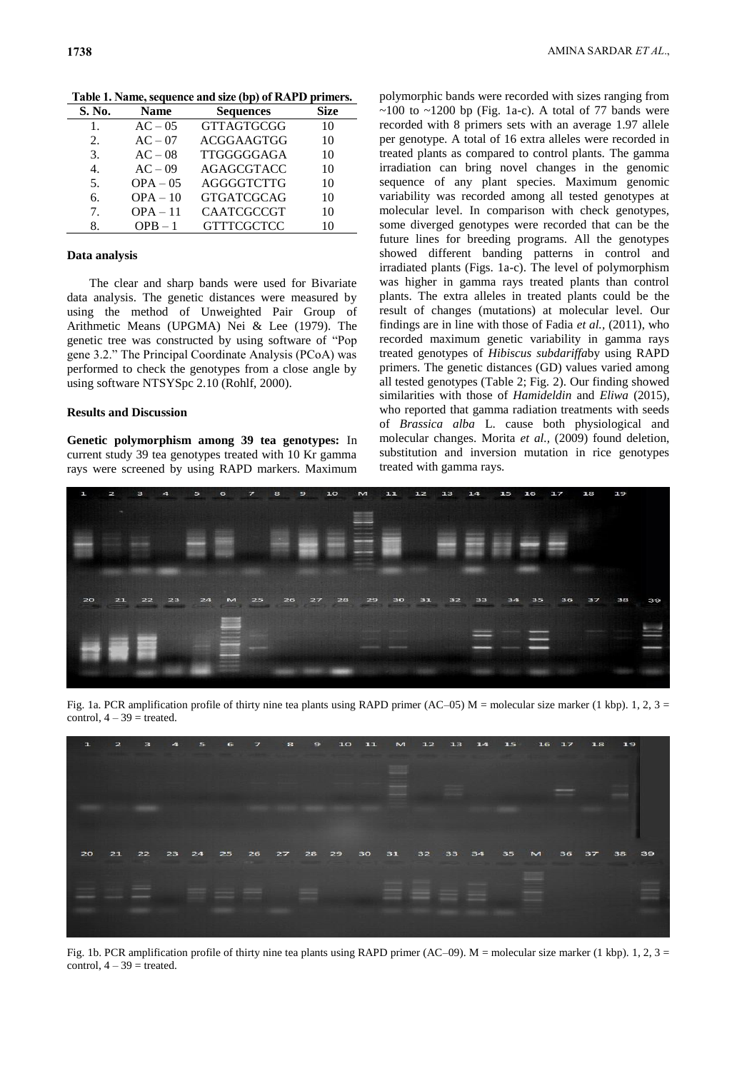**Table 1. Name, sequence and size (bp) of RAPD primers.**

| S. No. | Name | Sequences | Size |
|---|---|---|---|
| 1. | AC – 05 | GTTAGTGCGG | 10 |
| 2. | AC – 07 | ACGGAAGTGG | 10 |
| 3. | AC – 08 | TTGGGGGAGA | 10 |
| 4. | AC – 09 | AGAGCGTACC | 10 |
| 5. | OPA – 05 | AGGGGTCTTG | 10 |
| 6. | OPA – 10 | GTGATCGCAG | 10 |
| 7. | OPA – 11 | CAATCGCCGT | 10 |
| 8. | OPB – 1 | GTTTCGCTCC | 10 |

### Data analysis

The clear and sharp bands were used for Bivariate data analysis. The genetic distances were measured by using the method of Unweighted Pair Group of Arithmetic Means (UPGMA) Nei & Lee (1979). The genetic tree was constructed by using software of "Pop gene 3.2." The Principal Coordinate Analysis (PCoA) was performed to check the genotypes from a close angle by using software NTSYSpc 2.10 (Rohlf, 2000).

### Results and Discussion

**Genetic polymorphism among 39 tea genotypes:** In current study 39 tea genotypes treated with 10 Kr gamma rays were screened by using RAPD markers. Maximum polymorphic bands were recorded with sizes ranging from ~100 to ~1200 bp (Fig. 1a-c). A total of 77 bands were recorded with 8 primers sets with an average 1.97 allele per genotype. A total of 16 extra alleles were recorded in treated plants as compared to control plants. The gamma irradiation can bring novel changes in the genomic sequence of any plant species. Maximum genomic variability was recorded among all tested genotypes at molecular level. In comparison with check genotypes, some diverged genotypes were recorded that can be the future lines for breeding programs. All the genotypes showed different banding patterns in control and irradiated plants (Figs. 1a-c). The level of polymorphism was higher in gamma rays treated plants than control plants. The extra alleles in treated plants could be the result of changes (mutations) at molecular level. Our findings are in line with those of Fadia *et al.*, (2011), who recorded maximum genetic variability in gamma rays treated genotypes of *Hibiscus subdariffa*by using RAPD primers. The genetic distances (GD) values varied among all tested genotypes (Table 2; Fig. 2). Our finding showed similarities with those of *Hamideldin* and *Eliwa* (2015), who reported that gamma radiation treatments with seeds of *Brassica alba* L. cause both physiological and molecular changes. Morita *et al.*, (2009) found deletion, substitution and inversion mutation in rice genotypes treated with gamma rays.

Fig. 1a. PCR amplification profile of thirty nine tea plants using RAPD primer (AC–05) M = molecular size marker (1 kbp). 1, 2, 3 = control, 4 – 39 = treated.

Fig. 1b. PCR amplification profile of thirty nine tea plants using RAPD primer (AC–09). M = molecular size marker (1 kbp). 1, 2, 3 = control, 4 – 39 = treated.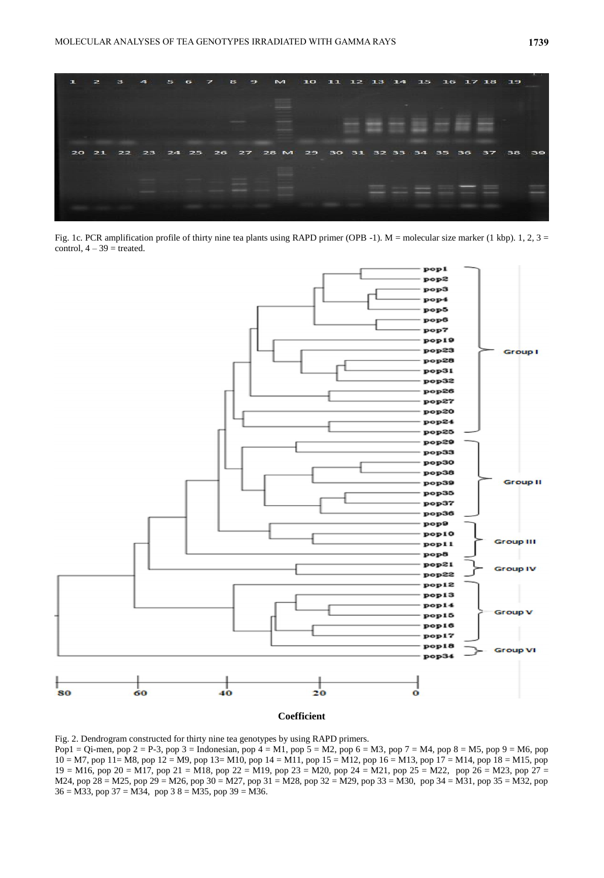Fig. 1c. PCR amplification profile of thirty nine tea plants using RAPD primer (OPB -1). M = molecular size marker (1 kbp). 1, 2, 3 = control, 4 – 39 = treated.

Fig. 2. Dendrogram constructed for thirty nine tea genotypes by using RAPD primers.

Pop1 = Qi-men, pop 2 = P-3, pop 3 = Indonesian, pop 4 = M1, pop 5 = M2, pop 6 = M3, pop 7 = M4, pop 8 = M5, pop 9 = M6, pop 10 = M7, pop 11= M8, pop 12 = M9, pop 13= M10, pop 14 = M11, pop 15 = M12, pop 16 = M13, pop 17 = M14, pop 18 = M15, pop 19 = M16, pop 20 = M17, pop 21 = M18, pop 22 = M19, pop 23 = M20, pop 24 = M21, pop 25 = M22, pop 26 = M23, pop 27 = M24, pop 28 = M25, pop 29 = M26, pop 30 = M27, pop 31 = M28, pop 32 = M29, pop 33 = M30, pop 34 = M31, pop 35 = M32, pop 36 = M33, pop 37 = M34, pop 3 8 = M35, pop 39 = M36.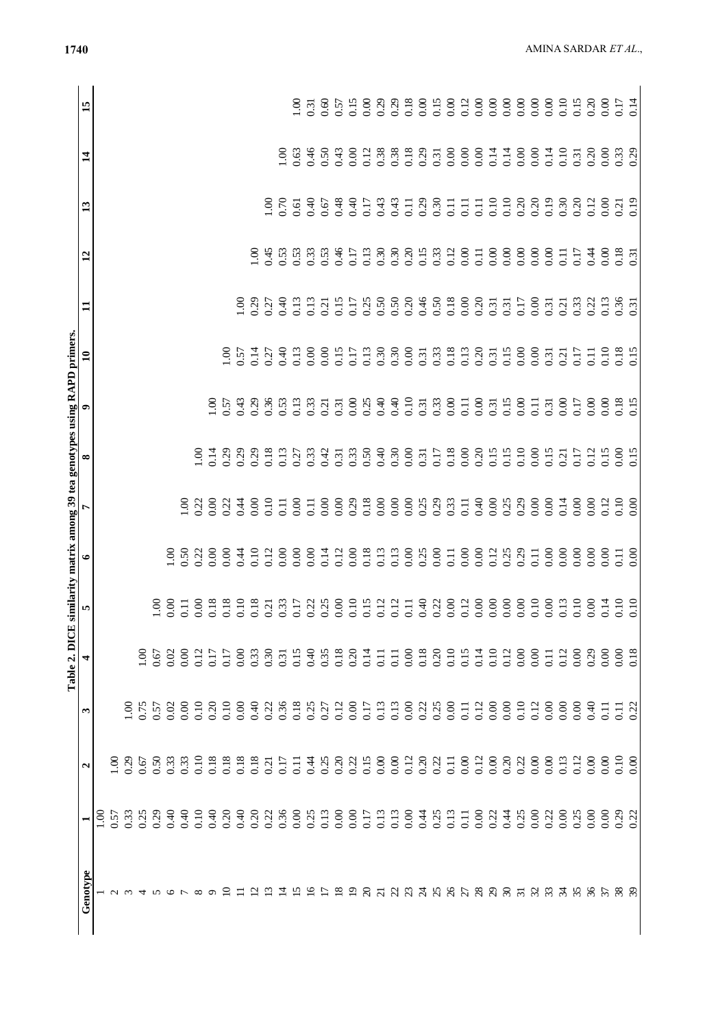**Table 2. DICE similarity matrix among 39 tea genotypes using RAPD primers.**

| Genotype | 1 | 2 | 3 | 4 | 5 | 6 | 7 | 8 | 9 | 10 | 11 | 12 | 13 | 14 | 15 |
|---|---|---|---|---|---|---|---|---|---|---|---|---|---|---|---|
| 1 | 1.00 | | | | | | | | | | | | | | |
| 2 | 0.57 | 1.00 | | | | | | | | | | | | | |
| 3 | 0.33 | 0.67 | 1.00 | | | | | | | | | | | | |
| 4 | 0.25 | 0.50 | 0.75 | 1.00 | | | | | | | | | | | |
| 5 | 0.29 | 0.33 | 0.57 | 0.67 | 1.00 | | | | | | | | | | |
| 6 | 0.40 | 0.33 | 0.02 | 0.02 | 0.00 | 1.00 | | | | | | | | | |
| 7 | 0.40 | 0.10 | 0.00 | 0.00 | 0.11 | 0.50 | 1.00 | | | | | | | | |
| 8 | 0.10 | 0.18 | 0.10 | 0.12 | 0.00 | 0.22 | 0.22 | 1.00 | | | | | | | |
| 9 | 0.40 | 0.18 | 0.20 | 0.17 | 0.18 | 0.00 | 0.00 | 0.14 | 1.00 | | | | | | |
| 10 | 0.20 | 0.18 | 0.10 | 0.17 | 0.18 | 0.00 | 0.22 | 0.29 | 0.57 | 1.00 | | | | | |
| 11 | 0.40 | 0.18 | 0.00 | 0.00 | 0.10 | 0.44 | 0.44 | 0.29 | 0.43 | 0.57 | 1.00 | | | | |
| 12 | 0.20 | 0.18 | 0.40 | 0.33 | 0.18 | 0.10 | 0.00 | 0.29 | 0.29 | 0.14 | 0.29 | 1.00 | | | |
| 13 | 0.22 | 0.21 | 0.22 | 0.30 | 0.21 | 0.12 | 0.10 | 0.18 | 0.36 | 0.27 | 0.27 | 0.45 | 1.00 | | |
| 14 | 0.36 | 0.17 | 0.36 | 0.31 | 0.33 | 0.00 | 0.11 | 0.13 | 0.53 | 0.40 | 0.40 | 0.53 | 0.70 | 1.00 | |
| 15 | 0.00 | 0.11 | 0.18 | 0.15 | 0.17 | 0.00 | 0.00 | 0.27 | 0.13 | 0.13 | 0.13 | 0.53 | 0.61 | 0.63 | 1.00 |
| 16 | 0.25 | 0.44 | 0.25 | 0.40 | 0.22 | 0.00 | 0.11 | 0.33 | 0.33 | 0.00 | 0.13 | 0.33 | 0.40 | 0.46 | 0.31 |
| 17 | 0.13 | 0.25 | 0.27 | 0.35 | 0.25 | 0.14 | 0.00 | 0.42 | 0.21 | 0.00 | 0.21 | 0.53 | 0.67 | 0.50 | 0.60 |
| 18 | 0.00 | 0.20 | 0.12 | 0.18 | 0.00 | 0.12 | 0.00 | 0.31 | 0.31 | 0.15 | 0.15 | 0.46 | 0.48 | 0.43 | 0.57 |
| 19 | 0.00 | 0.22 | 0.00 | 0.20 | 0.10 | 0.00 | 0.29 | 0.33 | 0.00 | 0.17 | 0.17 | 0.17 | 0.40 | 0.00 | 0.15 |
| 20 | 0.17 | 0.15 | 0.17 | 0.14 | 0.15 | 0.18 | 0.18 | 0.50 | 0.25 | 0.13 | 0.25 | 0.13 | 0.17 | 0.12 | 0.00 |
| 21 | 0.13 | 0.00 | 0.13 | 0.11 | 0.12 | 0.13 | 0.00 | 0.40 | 0.40 | 0.30 | 0.50 | 0.30 | 0.43 | 0.38 | 0.29 |
| 22 | 0.13 | 0.00 | 0.13 | 0.11 | 0.12 | 0.13 | 0.00 | 0.30 | 0.40 | 0.30 | 0.50 | 0.30 | 0.43 | 0.38 | 0.29 |
| 23 | 0.00 | 0.12 | 0.00 | 0.00 | 0.11 | 0.00 | 0.00 | 0.00 | 0.10 | 0.00 | 0.20 | 0.20 | 0.11 | 0.18 | 0.18 |
| 24 | 0.44 | 0.20 | 0.22 | 0.18 | 0.40 | 0.25 | 0.25 | 0.31 | 0.31 | 0.31 | 0.46 | 0.15 | 0.29 | 0.29 | 0.00 |
| 25 | 0.25 | 0.22 | 0.25 | 0.20 | 0.22 | 0.00 | 0.29 | 0.17 | 0.33 | 0.33 | 0.50 | 0.33 | 0.30 | 0.31 | 0.15 |
| 26 | 0.13 | 0.11 | 0.00 | 0.10 | 0.00 | 0.11 | 0.33 | 0.18 | 0.00 | 0.18 | 0.18 | 0.12 | 0.11 | 0.00 | 0.00 |
| 27 | 0.11 | 0.00 | 0.11 | 0.15 | 0.12 | 0.00 | 0.11 | 0.00 | 0.11 | 0.13 | 0.00 | 0.00 | 0.11 | 0.00 | 0.12 |
| 28 | 0.00 | 0.12 | 0.12 | 0.14 | 0.00 | 0.00 | 0.40 | 0.20 | 0.00 | 0.20 | 0.20 | 0.11 | 0.11 | 0.00 | 0.00 |
| 29 | 0.22 | 0.00 | 0.00 | 0.10 | 0.00 | 0.12 | 0.00 | 0.15 | 0.31 | 0.31 | 0.31 | 0.00 | 0.10 | 0.14 | 0.00 |
| 30 | 0.44 | 0.20 | 0.00 | 0.12 | 0.00 | 0.25 | 0.25 | 0.15 | 0.15 | 0.15 | 0.31 | 0.00 | 0.10 | 0.14 | 0.00 |
| 31 | 0.25 | 0.22 | 0.10 | 0.00 | 0.10 | 0.29 | 0.29 | 0.10 | 0.00 | 0.00 | 0.17 | 0.00 | 0.20 | 0.00 | 0.00 |
| 32 | 0.00 | 0.00 | 0.12 | 0.00 | 0.10 | 0.11 | 0.00 | 0.00 | 0.11 | 0.00 | 0.00 | 0.00 | 0.20 | 0.00 | 0.00 |
| 33 | 0.22 | 0.00 | 0.00 | 0.11 | 0.00 | 0.00 | 0.00 | 0.15 | 0.31 | 0.31 | 0.31 | 0.00 | 0.19 | 0.14 | 0.00 |
| 34 | 0.00 | 0.13 | 0.00 | 0.12 | 0.13 | 0.00 | 0.14 | 0.21 | 0.00 | 0.21 | 0.21 | 0.11 | 0.30 | 0.10 | 0.10 |
| 35 | 0.25 | 0.12 | 0.00 | 0.00 | 0.10 | 0.00 | 0.00 | 0.17 | 0.17 | 0.17 | 0.33 | 0.17 | 0.20 | 0.31 | 0.15 |
| 36 | 0.00 | 0.00 | 0.40 | 0.29 | 0.00 | 0.00 | 0.00 | 0.12 | 0.00 | 0.11 | 0.22 | 0.44 | 0.12 | 0.20 | 0.20 |
| 37 | 0.00 | 0.00 | 0.11 | 0.00 | 0.14 | 0.00 | 0.12 | 0.15 | 0.00 | 0.10 | 0.13 | 0.00 | 0.00 | 0.00 | 0.00 |
| 38 | 0.29 | 0.10 | 0.11 | 0.00 | 0.10 | 0.11 | 0.10 | 0.00 | 0.18 | 0.18 | 0.36 | 0.18 | 0.21 | 0.33 | 0.17 |
| 39 | 0.22 | 0.00 | 0.22 | 0.18 | 0.10 | 0.00 | 0.00 | 0.15 | 0.15 | 0.15 | 0.31 | 0.31 | 0.19 | 0.29 | 0.14 |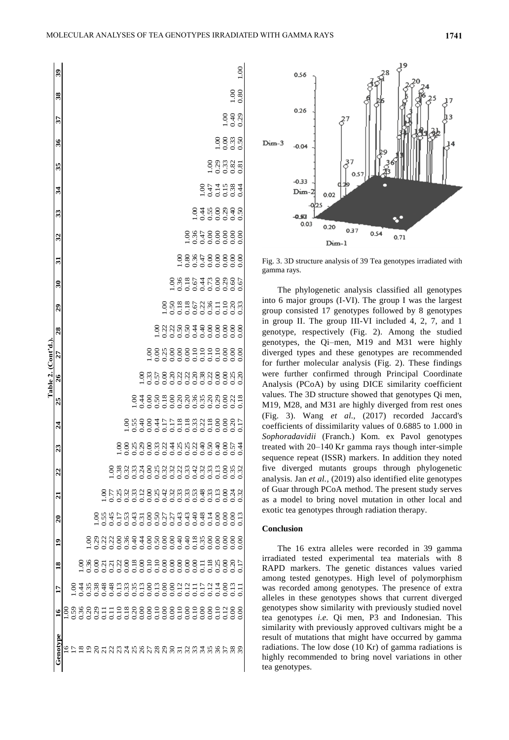**Table 2. (Cont'd.).**

| Genotype | 16 | 17 | 18 | 19 | 20 | 21 | 22 | 23 | 24 | 25 | 26 | 27 | 28 | 29 | 30 | 31 | 32 | 33 | 34 | 35 | 36 | 37 | 38 | 39 |
|---|---|---|---|---|---|---|---|---|---|---|---|---|---|---|---|---|---|---|---|---|---|---|---|---|
| 16 | 1.00 | | | | | | | | | | | | | | | | | | | | | | | |
| 17 | 0.59 | 1.00 | | | | | | | | | | | | | | | | | | | | | | |
| 18 | 0.36 | 0.44 | 1.00 | | | | | | | | | | | | | | | | | | | | | |
| 19 | 0.20 | 0.35 | 0.36 | 1.00 | | | | | | | | | | | | | | | | | | | | |
| 20 | 0.29 | 0.38 | 0.00 | 0.29 | 1.00 | | | | | | | | | | | | | | | | | | | |
| 21 | 0.11 | 0.48 | 0.21 | 0.22 | 0.55 | 1.00 | | | | | | | | | | | | | | | | | | |
| 22 | 0.11 | 0.48 | 0.21 | 0.22 | 0.45 | 0.77 | 1.00 | | | | | | | | | | | | | | | | | |
| 23 | 0.10 | 0.13 | 0.22 | 0.00 | 0.17 | 0.25 | 0.38 | 1.00 | | | | | | | | | | | | | | | | |
| 24 | 0.18 | 0.33 | 0.00 | 0.36 | 0.53 | 0.32 | 0.32 | 0.00 | 1.00 | | | | | | | | | | | | | | | |
| 25 | 0.20 | 0.35 | 0.18 | 0.40 | 0.43 | 0.33 | 0.33 | 0.25 | 0.55 | 1.00 | | | | | | | | | | | | | | |
| 26 | 0.00 | 0.13 | 0.00 | 0.44 | 0.31 | 0.12 | 0.24 | 0.29 | 0.40 | 0.44 | 1.00 | | | | | | | | | | | | | |
| 27 | 0.00 | 0.00 | 0.10 | 0.00 | 0.00 | 0.00 | 0.00 | 0.00 | 0.00 | 0.00 | 0.33 | 1.00 | | | | | | | | | | | | |
| 28 | 0.10 | 0.13 | 0.10 | 0.50 | 0.50 | 0.25 | 0.25 | 0.33 | 0.44 | 0.50 | 0.57 | 0.00 | 1.00 | | | | | | | | | | | |
| 29 | 0.00 | 0.00 | 0.00 | 0.00 | 0.27 | 0.42 | 0.32 | 0.22 | 0.17 | 0.18 | 0.00 | 0.25 | 0.22 | 1.00 | | | | | | | | | | |
| 30 | 0.00 | 0.00 | 0.00 | 0.00 | 0.27 | 0.32 | 0.32 | 0.44 | 0.17 | 0.00 | 0.20 | 0.00 | 0.22 | 0.50 | 1.00 | | | | | | | | | |
| 31 | 0.10 | 0.12 | 0.00 | 0.40 | 0.43 | 0.33 | 0.22 | 0.25 | 0.18 | 0.20 | 0.22 | 0.00 | 0.50 | 0.18 | 0.36 | 1.00 | | | | | | | | |
| 32 | 0.00 | 0.12 | 0.00 | 0.40 | 0.43 | 0.33 | 0.33 | 0.25 | 0.18 | 0.20 | 0.22 | 0.00 | 0.50 | 0.18 | 0.18 | 0.80 | 1.00 | | | | | | | |
| 33 | 0.10 | 0.11 | 0.00 | 0.18 | 0.40 | 0.53 | 0.42 | 0.22 | 0.33 | 0.36 | 0.20 | 0.10 | 0.44 | 0.67 | 0.67 | 0.36 | 0.36 | 1.00 | | | | | | |
| 34 | 0.00 | 0.17 | 0.11 | 0.35 | 0.48 | 0.48 | 0.32 | 0.40 | 0.22 | 0.35 | 0.38 | 0.10 | 0.40 | 0.22 | 0.44 | 0.47 | 0.47 | 0.44 | 1.00 | | | | | |
| 35 | 0.00 | 0.12 | 0.18 | 0.00 | 0.14 | 0.33 | 0.33 | 0.50 | 0.18 | 0.20 | 0.22 | 0.10 | 0.00 | 0.36 | 0.73 | 0.00 | 0.00 | 0.55 | 0.47 | 1.00 | | | | |
| 36 | 0.10 | 0.14 | 0.25 | 0.00 | 0.00 | 0.13 | 0.13 | 0.13 | 0.00 | 0.29 | 0.00 | 0.10 | 0.00 | 0.11 | 0.00 | 0.00 | 0.00 | 0.00 | 0.14 | 0.29 | 1.00 | | | |
| 37 | 0.12 | 0.00 | 0.00 | 0.00 | 0.00 | 0.00 | 0.00 | 0.00 | 0.00 | 0.00 | 0.00 | 0.00 | 0.00 | 0.10 | 0.29 | 0.00 | 0.00 | 0.29 | 0.15 | 0.33 | 0.00 | 1.00 | | |
| 38 | 0.00 | 0.13 | 0.20 | 0.00 | 0.00 | 0.24 | 0.35 | 0.57 | 0.20 | 0.22 | 0.25 | 0.00 | 0.00 | 0.20 | 0.60 | 0.00 | 0.00 | 0.40 | 0.38 | 0.82 | 0.33 | 0.40 | 1.00 | |
| 39 | 0.00 | 0.11 | 0.17 | 0.00 | 0.13 | 0.32 | 0.32 | 0.44 | 0.17 | 0.18 | 0.20 | 0.00 | 0.00 | 0.33 | 0.67 | 0.00 | 0.00 | 0.50 | 0.44 | 0.81 | 0.50 | 0.29 | 0.80 | 1.00 |

Fig. 3. 3D structure analysis of 39 Tea genotypes irradiated with gamma rays.

The phylogenetic analysis classified all genotypes into 6 major groups (I-VI). The group I was the largest group consisted 17 genotypes followed by 8 genotypes in group II. The group III-VI included 4, 2, 7, and 1 genotype, respectively (Fig. 2). Among the studied genotypes, the Qi–men, M19 and M31 were highly diverged types and these genotypes are recommended for further molecular analysis (Fig. 2). These findings were further confirmed through Principal Coordinate Analysis (PCoA) by using DICE similarity coefficient values. The 3D structure showed that genotypes Qi men, M19, M28, and M31 are highly diverged from rest ones (Fig. 3). Wang *et al.,* (2017) recorded Jaccard's coefficients of dissimilarity values of 0.6885 to 1.000 in *Sophoradavidii* (Franch.) Kom. ex Pavol genotypes treated with 20–140 Kr gamma rays though inter-simple sequence repeat (ISSR) markers. In addition they noted five diverged mutants groups through phylogenetic analysis. Jan *et al.,* (2019) also identified elite genotypes of Guar through PCoA method. The present study serves as a model to bring novel mutation in other local and exotic tea genotypes through radiation therapy.

## Conclusion

The 16 extra alleles were recorded in 39 gamma irradiated tested experimental tea materials with 8 RAPD markers. The genetic distances values varied among tested genotypes. High level of polymorphism was recorded among genotypes. The presence of extra alleles in these genotypes shows that current diverged genotypes show similarity with previously studied novel tea genotypes *i.e.* Qi men, P3 and Indonesian. This similarity with previously approved cultivars might be a result of mutations that might have occurred by gamma radiations. The low dose (10 Kr) of gamma radiations is highly recommended to bring novel variations in other tea genotypes.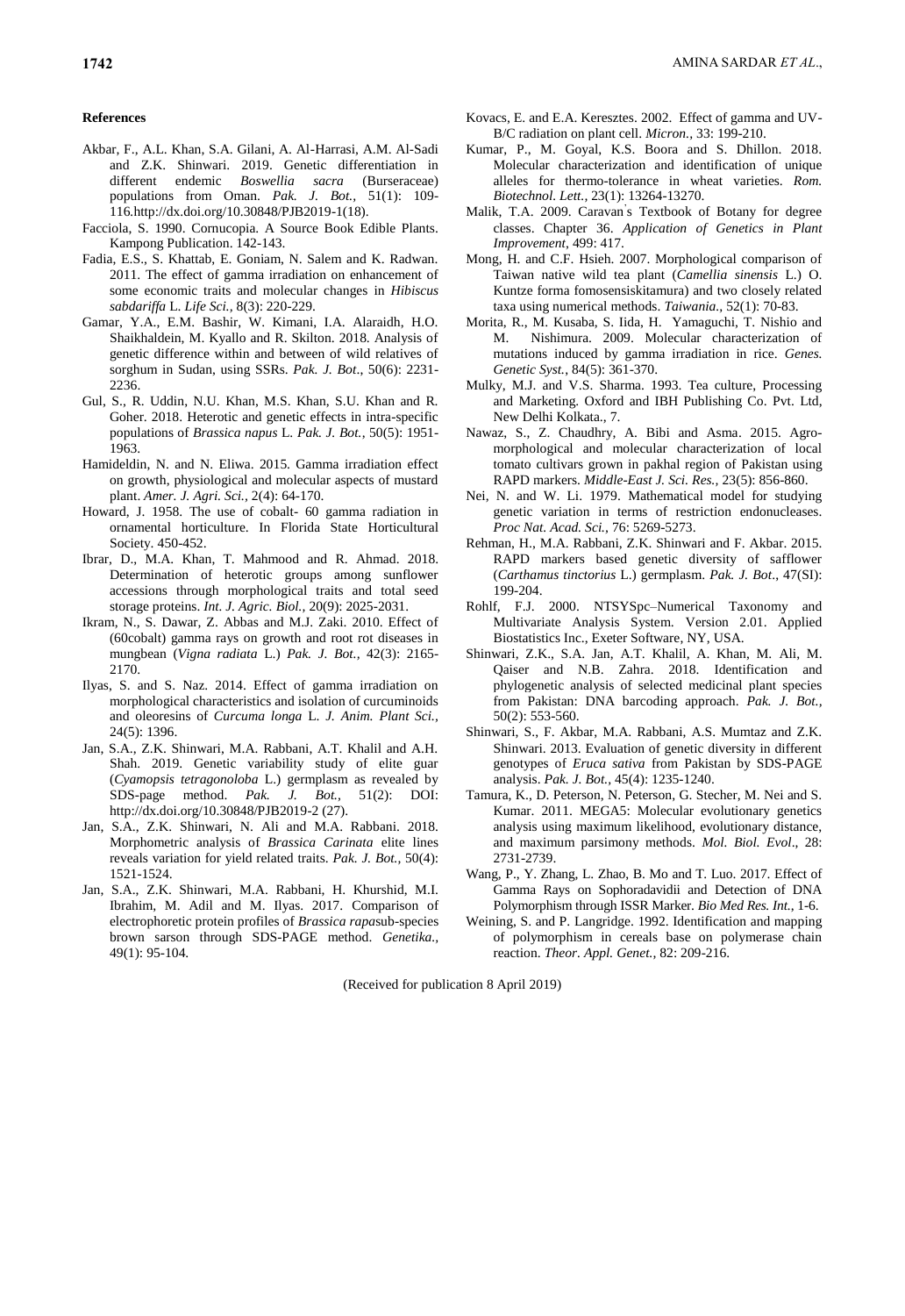**References**

Akbar, F., A.L. Khan, S.A. Gilani, A. Al-Harrasi, A.M. Al-Sadi and Z.K. Shinwari. 2019. Genetic differentiation in different endemic *Boswellia sacra* (Burseraceae) populations from Oman. *Pak. J. Bot.,* 51(1): 109-116.http://dx.doi.org/10.30848/PJB2019-1(18).

Facciola, S. 1990. Cornucopia. A Source Book Edible Plants. Kampong Publication. 142-143.

Fadia, E.S., S. Khattab, E. Goniam, N. Salem and K. Radwan. 2011. The effect of gamma irradiation on enhancement of some economic traits and molecular changes in *Hibiscus sabdariffa* L. *Life Sci.,* 8(3): 220-229.

Gamar, Y.A., E.M. Bashir, W. Kimani, I.A. Alaraidh, H.O. Shaikhaldein, M. Kyallo and R. Skilton. 2018. Analysis of genetic difference within and between of wild relatives of sorghum in Sudan, using SSRs. *Pak. J. Bot*., 50(6): 2231-2236.

Gul, S., R. Uddin, N.U. Khan, M.S. Khan, S.U. Khan and R. Goher. 2018. Heterotic and genetic effects in intra-specific populations of *Brassica napus* L. *Pak. J. Bot.,* 50(5): 1951-1963.

Hamideldin, N. and N. Eliwa. 2015. Gamma irradiation effect on growth, physiological and molecular aspects of mustard plant. *Amer. J. Agri. Sci.,* 2(4): 64-170.

Howard, J. 1958. The use of cobalt- 60 gamma radiation in ornamental horticulture. In Florida State Horticultural Society. 450-452.

Ibrar, D., M.A. Khan, T. Mahmood and R. Ahmad. 2018. Determination of heterotic groups among sunflower accessions through morphological traits and total seed storage proteins. *Int. J. Agric. Biol.,* 20(9): 2025-2031.

Ikram, N., S. Dawar, Z. Abbas and M.J. Zaki. 2010. Effect of (60cobalt) gamma rays on growth and root rot diseases in mungbean (*Vigna radiata* L.) *Pak. J. Bot.,* 42(3): 2165-2170.

Ilyas, S. and S. Naz. 2014. Effect of gamma irradiation on morphological characteristics and isolation of curcuminoids and oleoresins of *Curcuma longa* L. *J. Anim. Plant Sci.,* 24(5): 1396.

Jan, S.A., Z.K. Shinwari, M.A. Rabbani, A.T. Khalil and A.H. Shah. 2019. Genetic variability study of elite guar (*Cyamopsis tetragonoloba* L.) germplasm as revealed by SDS-page method. *Pak. J. Bot.,* 51(2): DOI: http://dx.doi.org/10.30848/PJB2019-2 (27).

Jan, S.A., Z.K. Shinwari, N. Ali and M.A. Rabbani. 2018. Morphometric analysis of *Brassica Carinata* elite lines reveals variation for yield related traits. *Pak. J. Bot.,* 50(4): 1521-1524.

Jan, S.A., Z.K. Shinwari, M.A. Rabbani, H. Khurshid, M.I. Ibrahim, M. Adil and M. Ilyas. 2017. Comparison of electrophoretic protein profiles of *Brassica rapa*sub-species brown sarson through SDS-PAGE method. *Genetika.,* 49(1): 95-104.

Kovacs, E. and E.A. Keresztes. 2002. Effect of gamma and UV-B/C radiation on plant cell. *Micron.,* 33: 199-210.

Kumar, P., M. Goyal, K.S. Boora and S. Dhillon. 2018. Molecular characterization and identification of unique alleles for thermo-tolerance in wheat varieties. *Rom. Biotechnol. Lett.,* 23(1): 13264-13270.

Malik, T.A. 2009. Caravan΄s Textbook of Botany for degree classes. Chapter 36. *Application of Genetics in Plant Improvement*, 499: 417.

Mong, H. and C.F. Hsieh. 2007. Morphological comparison of Taiwan native wild tea plant (*Camellia sinensis* L.) O. Kuntze forma fomosensiskitamura) and two closely related taxa using numerical methods. *Taiwania.,* 52(1): 70-83.

Morita, R., M. Kusaba, S. Iida, H. Yamaguchi, T. Nishio and M. Nishimura. 2009. Molecular characterization of mutations induced by gamma irradiation in rice. *Genes. Genetic Syst.,* 84(5): 361-370.

Mulky, M.J. and V.S. Sharma. 1993. Tea culture, Processing and Marketing. Oxford and IBH Publishing Co. Pvt. Ltd, New Delhi Kolkata., 7.

Nawaz, S., Z. Chaudhry, A. Bibi and Asma. 2015. Agro-morphological and molecular characterization of local tomato cultivars grown in pakhal region of Pakistan using RAPD markers. *Middle-East J. Sci. Res.,* 23(5): 856-860.

Nei, N. and W. Li. 1979. Mathematical model for studying genetic variation in terms of restriction endonucleases. *Proc Nat. Acad. Sci.,* 76: 5269-5273.

Rehman, H., M.A. Rabbani, Z.K. Shinwari and F. Akbar. 2015. RAPD markers based genetic diversity of safflower (*Carthamus tinctorius* L.) germplasm. *Pak. J. Bot*., 47(SI): 199-204.

Rohlf, F.J. 2000. NTSYSpc–Numerical Taxonomy and Multivariate Analysis System. Version 2.01. Applied Biostatistics Inc., Exeter Software, NY, USA.

Shinwari, Z.K., S.A. Jan, A.T. Khalil, A. Khan, M. Ali, M. Qaiser and N.B. Zahra. 2018. Identification and phylogenetic analysis of selected medicinal plant species from Pakistan: DNA barcoding approach. *Pak. J. Bot.,* 50(2): 553-560.

Shinwari, S., F. Akbar, M.A. Rabbani, A.S. Mumtaz and Z.K. Shinwari. 2013. Evaluation of genetic diversity in different genotypes of *Eruca sativa* from Pakistan by SDS-PAGE analysis. *Pak. J. Bot.,* 45(4): 1235-1240.

Tamura, K., D. Peterson, N. Peterson, G. Stecher, M. Nei and S. Kumar. 2011. MEGA5: Molecular evolutionary genetics analysis using maximum likelihood, evolutionary distance, and maximum parsimony methods. *Mol. Biol. Evol*., 28: 2731-2739.

Wang, P., Y. Zhang, L. Zhao, B. Mo and T. Luo. 2017. Effect of Gamma Rays on Sophoradavidii and Detection of DNA Polymorphism through ISSR Marker. *Bio Med Res. Int.,* 1-6.

Weining, S. and P. Langridge. 1992. Identification and mapping of polymorphism in cereals base on polymerase chain reaction. *Theor. Appl. Genet.,* 82: 209-216.

(Received for publication 8 April 2019)